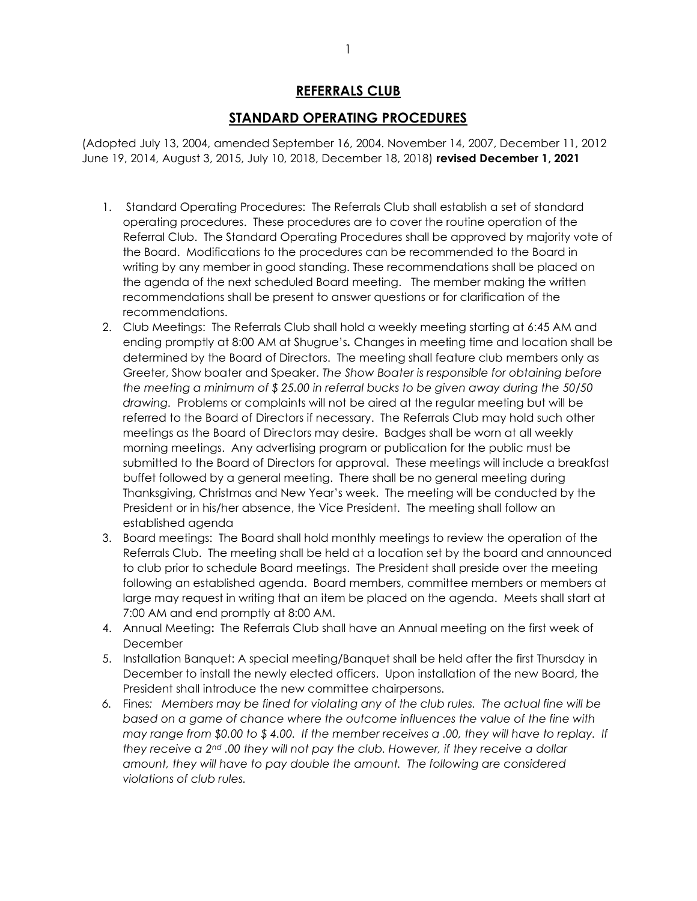# REFERRALS CLUB

## STANDARD OPERATING PROCEDURES

(Adopted July 13, 2004, amended September 16, 2004. November 14, 2007, December 11, 2012 June 19, 2014, August 3, 2015, July 10, 2018, December 18, 2018) **revised December 1, 2021**

1. Standard Operating Procedures: The Referrals Club shall establish a set of standard operating procedures. These procedures are to cover the routine operation of the Referral Club. The Standard Operating Procedures shall be approved by majority vote of the Board. Modifications to the procedures can be recommended to the Board in writing by any member in good standing. These recommendations shall be placed on the agenda of the next scheduled Board meeting. The member making the written recommendations shall be present to answer questions or for clarification of the recommendations.
2. Club Meetings: The Referrals Club shall hold a weekly meeting starting at 6:45 AM and ending promptly at 8:00 AM at Shugrue's**.** Changes in meeting time and location shall be determined by the Board of Directors. The meeting shall feature club members only as Greeter, Show boater and Speaker. *The Show Boater is responsible for obtaining before the meeting a minimum of $ 25.00 in referral bucks to be given away during the 50/50 drawing.* Problems or complaints will not be aired at the regular meeting but will be referred to the Board of Directors if necessary. The Referrals Club may hold such other meetings as the Board of Directors may desire. Badges shall be worn at all weekly morning meetings. Any advertising program or publication for the public must be submitted to the Board of Directors for approval. These meetings will include a breakfast buffet followed by a general meeting. There shall be no general meeting during Thanksgiving, Christmas and New Year's week. The meeting will be conducted by the President or in his/her absence, the Vice President. The meeting shall follow an established agenda
3. Board meetings: The Board shall hold monthly meetings to review the operation of the Referrals Club. The meeting shall be held at a location set by the board and announced to club prior to schedule Board meetings. The President shall preside over the meeting following an established agenda. Board members, committee members or members at large may request in writing that an item be placed on the agenda. Meets shall start at 7:00 AM and end promptly at 8:00 AM.
4. Annual Meeting**:** The Referrals Club shall have an Annual meeting on the first week of December
5. Installation Banquet: A special meeting/Banquet shall be held after the first Thursday in December to install the newly elected officers. Upon installation of the new Board, the President shall introduce the new committee chairpersons.
6. Fines*: Members may be fined for violating any of the club rules. The actual fine will be based on a game of chance where the outcome influences the value of the fine with may range from $0.00 to $ 4.00. If the member receives a .00, they will have to replay. If they receive a 2nd .00 they will not pay the club. However, if they receive a dollar amount, they will have to pay double the amount. The following are considered violations of club rules.*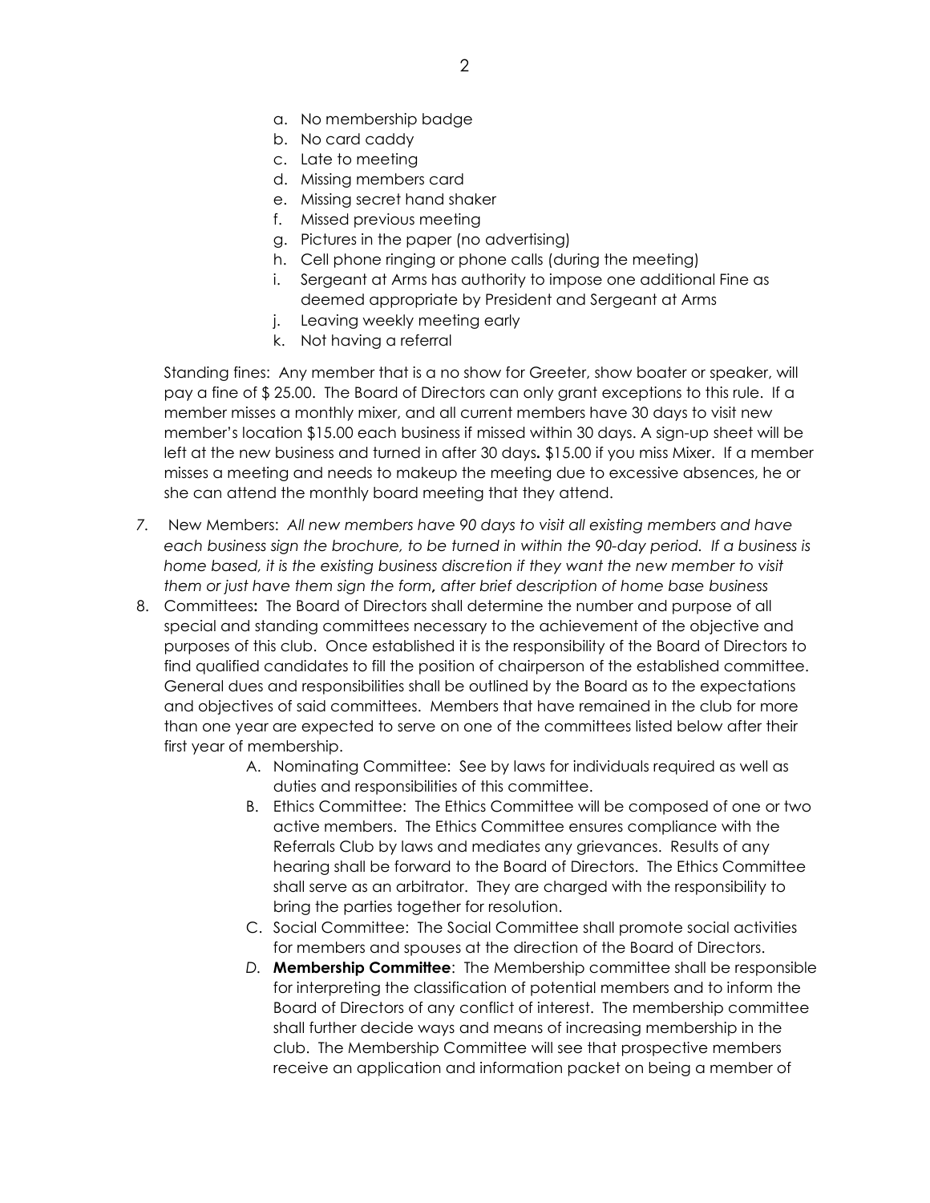a. No membership badge
b. No card caddy
c. Late to meeting
d. Missing members card
e. Missing secret hand shaker
f. Missed previous meeting
g. Pictures in the paper (no advertising)
h. Cell phone ringing or phone calls (during the meeting)
i. Sergeant at Arms has authority to impose one additional Fine as deemed appropriate by President and Sergeant at Arms
j. Leaving weekly meeting early
k. Not having a referral

Standing fines: Any member that is a no show for Greeter, show boater or speaker, will pay a fine of $ 25.00. The Board of Directors can only grant exceptions to this rule. If a member misses a monthly mixer, and all current members have 30 days to visit new member's location $15.00 each business if missed within 30 days. A sign-up sheet will be left at the new business and turned in after 30 days**.** $15.00 if you miss Mixer. If a member misses a meeting and needs to makeup the meeting due to excessive absences, he or she can attend the monthly board meeting that they attend.

*7.* New Members: *All new members have 90 days to visit all existing members and have each business sign the brochure, to be turned in within the 90-day period. If a business is home based, it is the existing business discretion if they want the new member to visit them or just have them sign the form***,** *after brief description of home base business*

8. Committees**:** The Board of Directors shall determine the number and purpose of all special and standing committees necessary to the achievement of the objective and purposes of this club. Once established it is the responsibility of the Board of Directors to find qualified candidates to fill the position of chairperson of the established committee. General dues and responsibilities shall be outlined by the Board as to the expectations and objectives of said committees. Members that have remained in the club for more than one year are expected to serve on one of the committees listed below after their first year of membership.
   A. Nominating Committee: See by laws for individuals required as well as duties and responsibilities of this committee.
   B. Ethics Committee: The Ethics Committee will be composed of one or two active members. The Ethics Committee ensures compliance with the Referrals Club by laws and mediates any grievances. Results of any hearing shall be forward to the Board of Directors. The Ethics Committee shall serve as an arbitrator. They are charged with the responsibility to bring the parties together for resolution.
   C. Social Committee: The Social Committee shall promote social activities for members and spouses at the direction of the Board of Directors.
   *D.* **Membership Committee**: The Membership committee shall be responsible for interpreting the classification of potential members and to inform the Board of Directors of any conflict of interest. The membership committee shall further decide ways and means of increasing membership in the club. The Membership Committee will see that prospective members receive an application and information packet on being a member of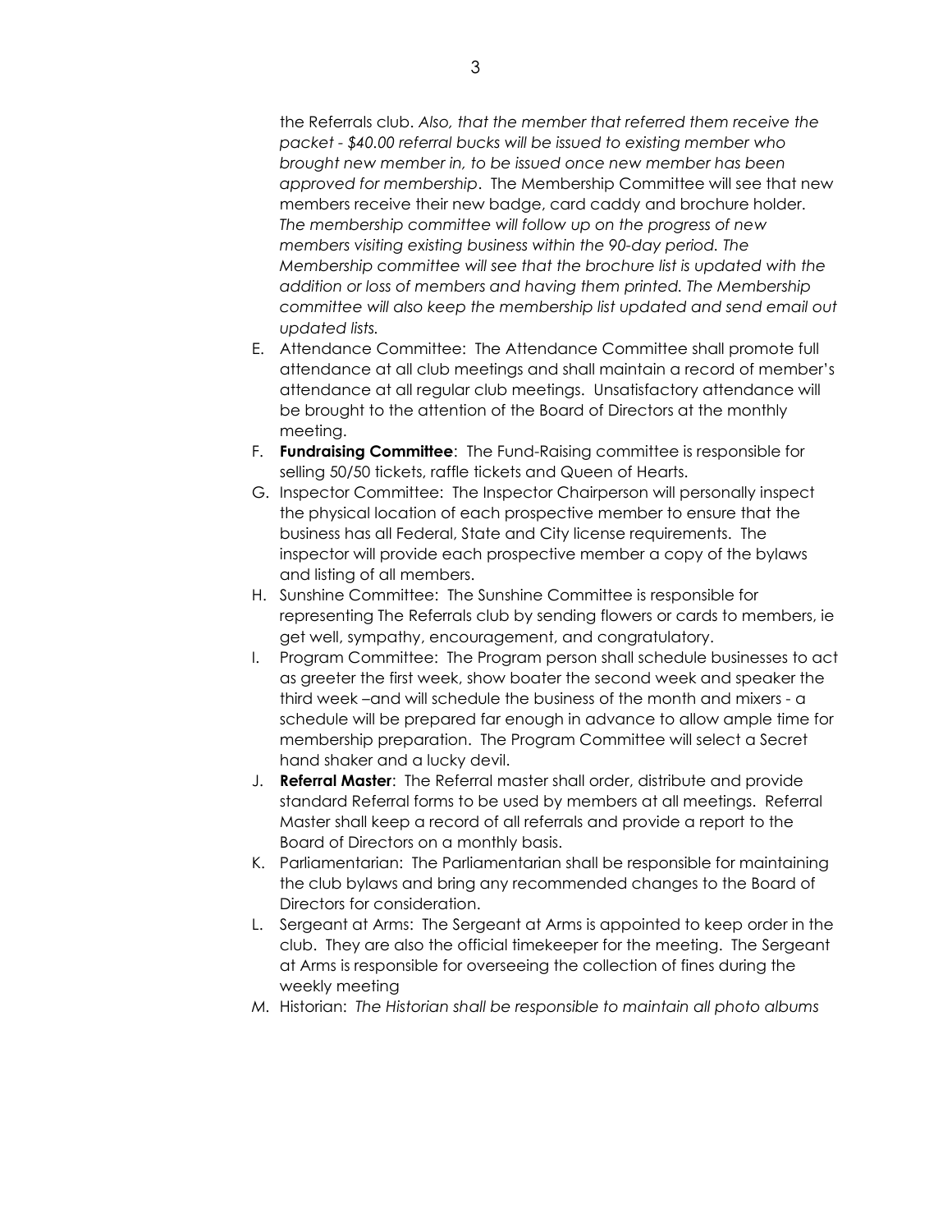the Referrals club. *Also, that the member that referred them receive the packet - $40.00 referral bucks will be issued to existing member who brought new member in, to be issued once new member has been approved for membership*. The Membership Committee will see that new members receive their new badge, card caddy and brochure holder. *The membership committee will follow up on the progress of new members visiting existing business within the 90-day period. The Membership committee will see that the brochure list is updated with the addition or loss of members and having them printed. The Membership committee will also keep the membership list updated and send email out updated lists.*

E. Attendance Committee: The Attendance Committee shall promote full attendance at all club meetings and shall maintain a record of member's attendance at all regular club meetings. Unsatisfactory attendance will be brought to the attention of the Board of Directors at the monthly meeting.
F. **Fundraising Committee**: The Fund-Raising committee is responsible for selling 50/50 tickets, raffle tickets and Queen of Hearts.
G. Inspector Committee: The Inspector Chairperson will personally inspect the physical location of each prospective member to ensure that the business has all Federal, State and City license requirements. The inspector will provide each prospective member a copy of the bylaws and listing of all members.
H. Sunshine Committee: The Sunshine Committee is responsible for representing The Referrals club by sending flowers or cards to members, ie get well, sympathy, encouragement, and congratulatory.
I. Program Committee: The Program person shall schedule businesses to act as greeter the first week, show boater the second week and speaker the third week –and will schedule the business of the month and mixers - a schedule will be prepared far enough in advance to allow ample time for membership preparation. The Program Committee will select a Secret hand shaker and a lucky devil.
J. **Referral Master**: The Referral master shall order, distribute and provide standard Referral forms to be used by members at all meetings. Referral Master shall keep a record of all referrals and provide a report to the Board of Directors on a monthly basis.
K. Parliamentarian: The Parliamentarian shall be responsible for maintaining the club bylaws and bring any recommended changes to the Board of Directors for consideration.
L. Sergeant at Arms: The Sergeant at Arms is appointed to keep order in the club. They are also the official timekeeper for the meeting. The Sergeant at Arms is responsible for overseeing the collection of fines during the weekly meeting
M. Historian: *The Historian shall be responsible to maintain all photo albums*